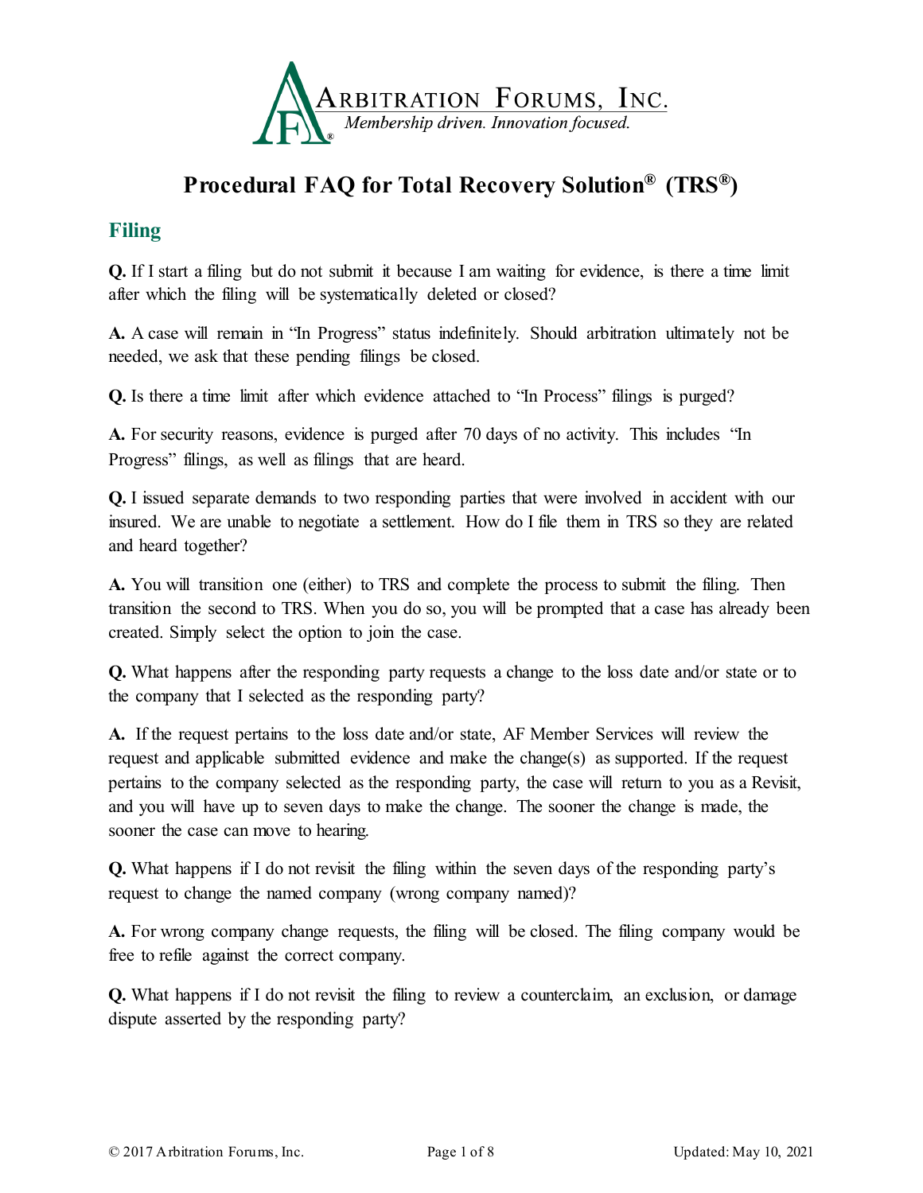Arbitration Forums, Inc.

*Membership driven. Innovation focused.*

# Procedural FAQ for Total Recovery Solution® (TRS®)

## Filing

**Q.** If I start a filing but do not submit it because I am waiting for evidence, is there a time limit after which the filing will be systematically deleted or closed?

**A.** A case will remain in "In Progress" status indefinitely. Should arbitration ultimately not be needed, we ask that these pending filings be closed.

**Q.** Is there a time limit after which evidence attached to "In Process" filings is purged?

**A.** For security reasons, evidence is purged after 70 days of no activity. This includes "In Progress" filings, as well as filings that are heard.

**Q.** I issued separate demands to two responding parties that were involved in accident with our insured. We are unable to negotiate a settlement. How do I file them in TRS so they are related and heard together?

**A.** You will transition one (either) to TRS and complete the process to submit the filing. Then transition the second to TRS. When you do so, you will be prompted that a case has already been created. Simply select the option to join the case.

**Q.** What happens after the responding party requests a change to the loss date and/or state or to the company that I selected as the responding party?

**A.** If the request pertains to the loss date and/or state, AF Member Services will review the request and applicable submitted evidence and make the change(s) as supported. If the request pertains to the company selected as the responding party, the case will return to you as a Revisit, and you will have up to seven days to make the change. The sooner the change is made, the sooner the case can move to hearing.

**Q.** What happens if I do not revisit the filing within the seven days of the responding party's request to change the named company (wrong company named)?

**A.** For wrong company change requests, the filing will be closed. The filing company would be free to refile against the correct company.

**Q.** What happens if I do not revisit the filing to review a counterclaim, an exclusion, or damage dispute asserted by the responding party?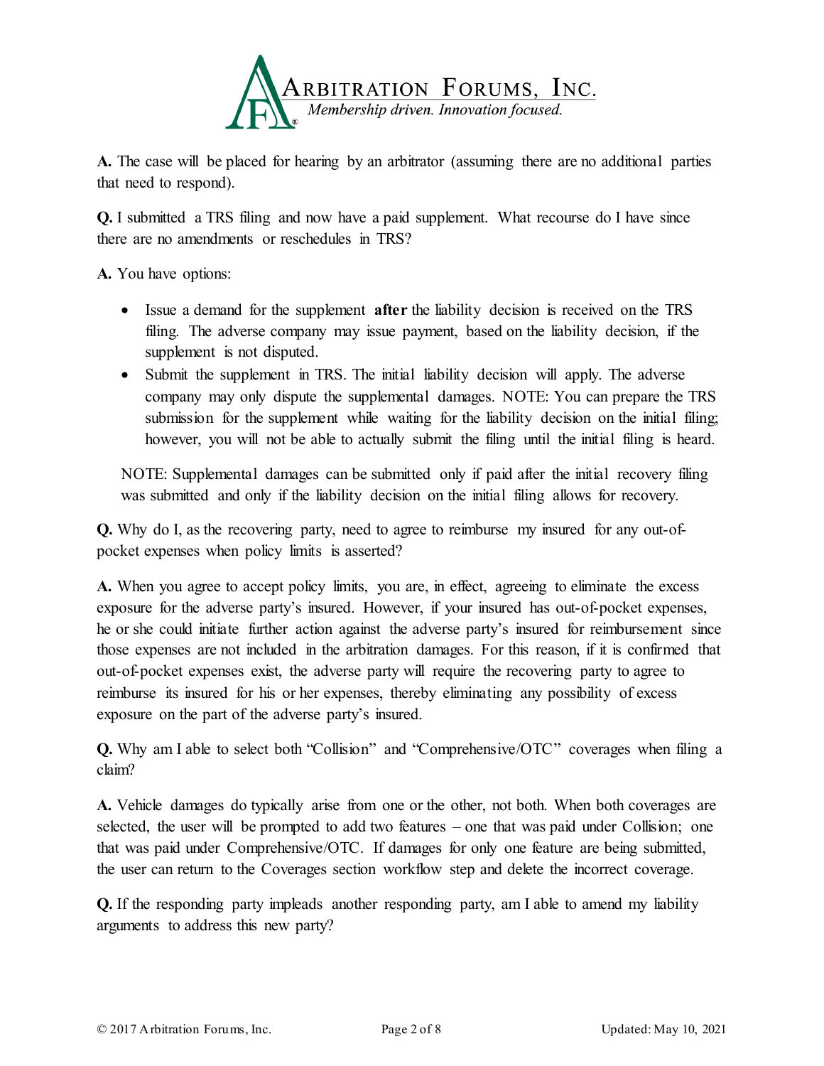**A.** The case will be placed for hearing by an arbitrator (assuming there are no additional parties that need to respond).

**Q.** I submitted a TRS filing and now have a paid supplement. What recourse do I have since there are no amendments or reschedules in TRS?

**A.** You have options:

- Issue a demand for the supplement **after** the liability decision is received on the TRS filing. The adverse company may issue payment, based on the liability decision, if the supplement is not disputed.
- Submit the supplement in TRS. The initial liability decision will apply. The adverse company may only dispute the supplemental damages. NOTE: You can prepare the TRS submission for the supplement while waiting for the liability decision on the initial filing; however, you will not be able to actually submit the filing until the initial filing is heard.

NOTE: Supplemental damages can be submitted only if paid after the initial recovery filing was submitted and only if the liability decision on the initial filing allows for recovery.

**Q.** Why do I, as the recovering party, need to agree to reimburse my insured for any out-of-pocket expenses when policy limits is asserted?

**A.** When you agree to accept policy limits, you are, in effect, agreeing to eliminate the excess exposure for the adverse party's insured. However, if your insured has out-of-pocket expenses, he or she could initiate further action against the adverse party's insured for reimbursement since those expenses are not included in the arbitration damages. For this reason, if it is confirmed that out-of-pocket expenses exist, the adverse party will require the recovering party to agree to reimburse its insured for his or her expenses, thereby eliminating any possibility of excess exposure on the part of the adverse party's insured.

**Q.** Why am I able to select both "Collision" and "Comprehensive/OTC" coverages when filing a claim?

**A.** Vehicle damages do typically arise from one or the other, not both. When both coverages are selected, the user will be prompted to add two features – one that was paid under Collision; one that was paid under Comprehensive/OTC. If damages for only one feature are being submitted, the user can return to the Coverages section workflow step and delete the incorrect coverage.

**Q.** If the responding party impleads another responding party, am I able to amend my liability arguments to address this new party?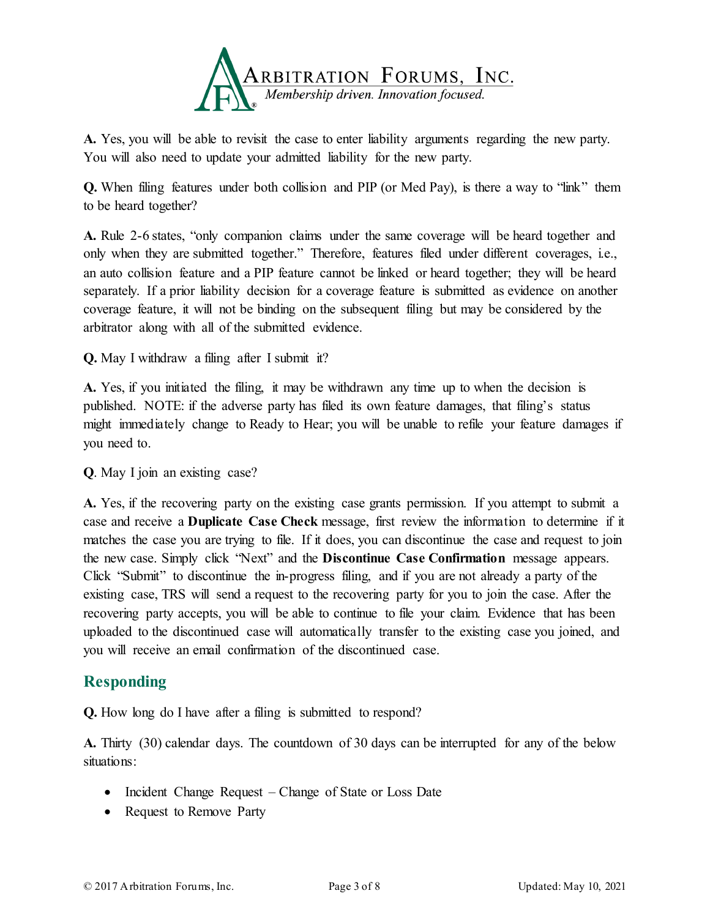**A.** Yes, you will be able to revisit the case to enter liability arguments regarding the new party. You will also need to update your admitted liability for the new party.

**Q.** When filing features under both collision and PIP (or Med Pay), is there a way to "link" them to be heard together?

**A.** Rule 2-6 states, "only companion claims under the same coverage will be heard together and only when they are submitted together." Therefore, features filed under different coverages, i.e., an auto collision feature and a PIP feature cannot be linked or heard together; they will be heard separately. If a prior liability decision for a coverage feature is submitted as evidence on another coverage feature, it will not be binding on the subsequent filing but may be considered by the arbitrator along with all of the submitted evidence.

**Q.** May I withdraw a filing after I submit it?

**A.** Yes, if you initiated the filing, it may be withdrawn any time up to when the decision is published. NOTE: if the adverse party has filed its own feature damages, that filing's status might immediately change to Ready to Hear; you will be unable to refile your feature damages if you need to.

**Q**. May I join an existing case?

**A.** Yes, if the recovering party on the existing case grants permission. If you attempt to submit a case and receive a **Duplicate Case Check** message, first review the information to determine if it matches the case you are trying to file. If it does, you can discontinue the case and request to join the new case. Simply click "Next" and the **Discontinue Case Confirmation** message appears. Click "Submit" to discontinue the in-progress filing, and if you are not already a party of the existing case, TRS will send a request to the recovering party for you to join the case. After the recovering party accepts, you will be able to continue to file your claim. Evidence that has been uploaded to the discontinued case will automatically transfer to the existing case you joined, and you will receive an email confirmation of the discontinued case.

## Responding

**Q.** How long do I have after a filing is submitted to respond?

**A.** Thirty (30) calendar days. The countdown of 30 days can be interrupted for any of the below situations:

- Incident Change Request – Change of State or Loss Date
- Request to Remove Party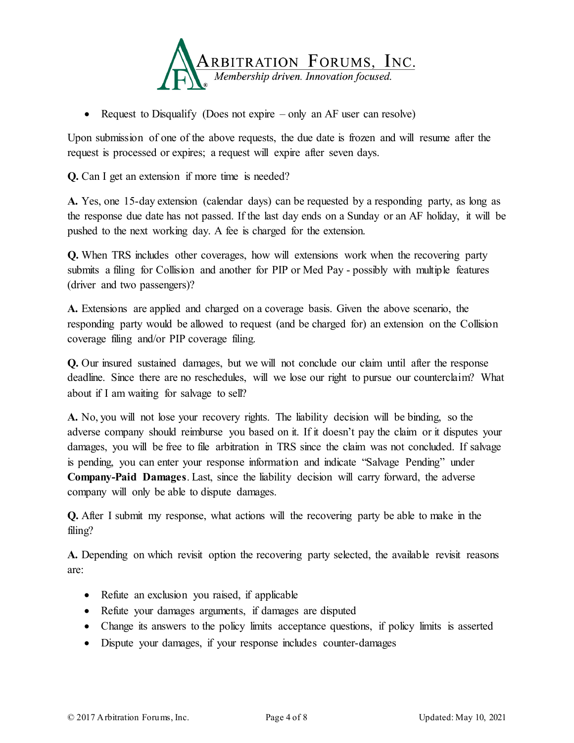- Request to Disqualify (Does not expire – only an AF user can resolve)

Upon submission of one of the above requests, the due date is frozen and will resume after the request is processed or expires; a request will expire after seven days.

**Q.** Can I get an extension if more time is needed?

**A.** Yes, one 15-day extension (calendar days) can be requested by a responding party, as long as the response due date has not passed. If the last day ends on a Sunday or an AF holiday, it will be pushed to the next working day. A fee is charged for the extension.

**Q.** When TRS includes other coverages, how will extensions work when the recovering party submits a filing for Collision and another for PIP or Med Pay - possibly with multiple features (driver and two passengers)?

**A.** Extensions are applied and charged on a coverage basis. Given the above scenario, the responding party would be allowed to request (and be charged for) an extension on the Collision coverage filing and/or PIP coverage filing.

**Q.** Our insured sustained damages, but we will not conclude our claim until after the response deadline. Since there are no reschedules, will we lose our right to pursue our counterclaim? What about if I am waiting for salvage to sell?

**A.** No, you will not lose your recovery rights. The liability decision will be binding, so the adverse company should reimburse you based on it. If it doesn't pay the claim or it disputes your damages, you will be free to file arbitration in TRS since the claim was not concluded. If salvage is pending, you can enter your response information and indicate "Salvage Pending" under **Company-Paid Damages**. Last, since the liability decision will carry forward, the adverse company will only be able to dispute damages.

**Q.** After I submit my response, what actions will the recovering party be able to make in the filing?

**A.** Depending on which revisit option the recovering party selected, the available revisit reasons are:

- Refute an exclusion you raised, if applicable
- Refute your damages arguments, if damages are disputed
- Change its answers to the policy limits acceptance questions, if policy limits is asserted
- Dispute your damages, if your response includes counter-damages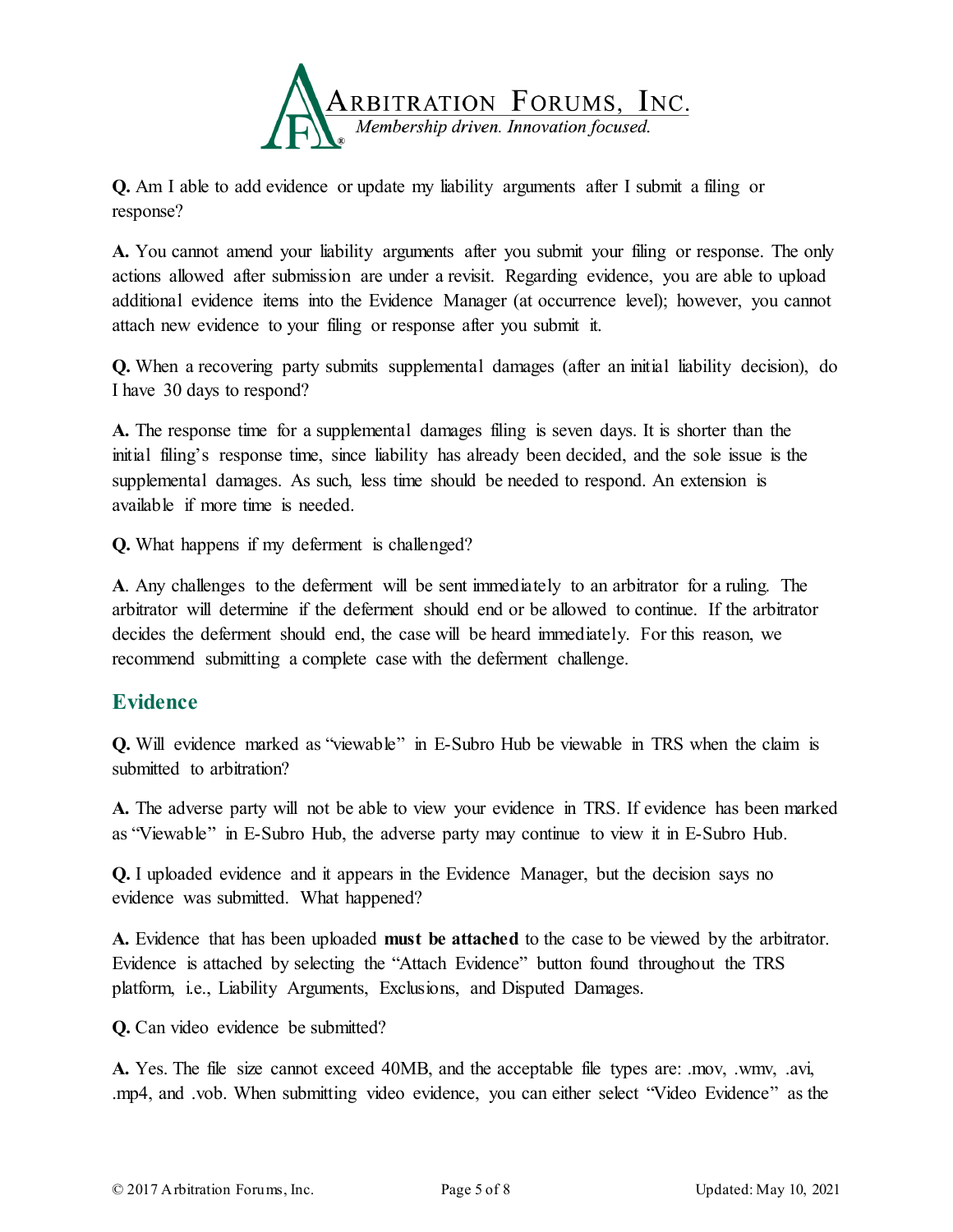**Q.** Am I able to add evidence or update my liability arguments after I submit a filing or response?

**A.** You cannot amend your liability arguments after you submit your filing or response. The only actions allowed after submission are under a revisit. Regarding evidence, you are able to upload additional evidence items into the Evidence Manager (at occurrence level); however, you cannot attach new evidence to your filing or response after you submit it.

**Q.** When a recovering party submits supplemental damages (after an initial liability decision), do I have 30 days to respond?

**A.** The response time for a supplemental damages filing is seven days. It is shorter than the initial filing's response time, since liability has already been decided, and the sole issue is the supplemental damages. As such, less time should be needed to respond. An extension is available if more time is needed.

**Q.** What happens if my deferment is challenged?

**A**. Any challenges to the deferment will be sent immediately to an arbitrator for a ruling. The arbitrator will determine if the deferment should end or be allowed to continue. If the arbitrator decides the deferment should end, the case will be heard immediately. For this reason, we recommend submitting a complete case with the deferment challenge.

## Evidence

**Q.** Will evidence marked as "viewable" in E-Subro Hub be viewable in TRS when the claim is submitted to arbitration?

**A.** The adverse party will not be able to view your evidence in TRS. If evidence has been marked as "Viewable" in E-Subro Hub, the adverse party may continue to view it in E-Subro Hub.

**Q.** I uploaded evidence and it appears in the Evidence Manager, but the decision says no evidence was submitted. What happened?

**A.** Evidence that has been uploaded **must be attached** to the case to be viewed by the arbitrator. Evidence is attached by selecting the "Attach Evidence" button found throughout the TRS platform, i.e., Liability Arguments, Exclusions, and Disputed Damages.

**Q.** Can video evidence be submitted?

**A.** Yes. The file size cannot exceed 40MB, and the acceptable file types are: .mov, .wmv, .avi, .mp4, and .vob. When submitting video evidence, you can either select "Video Evidence" as the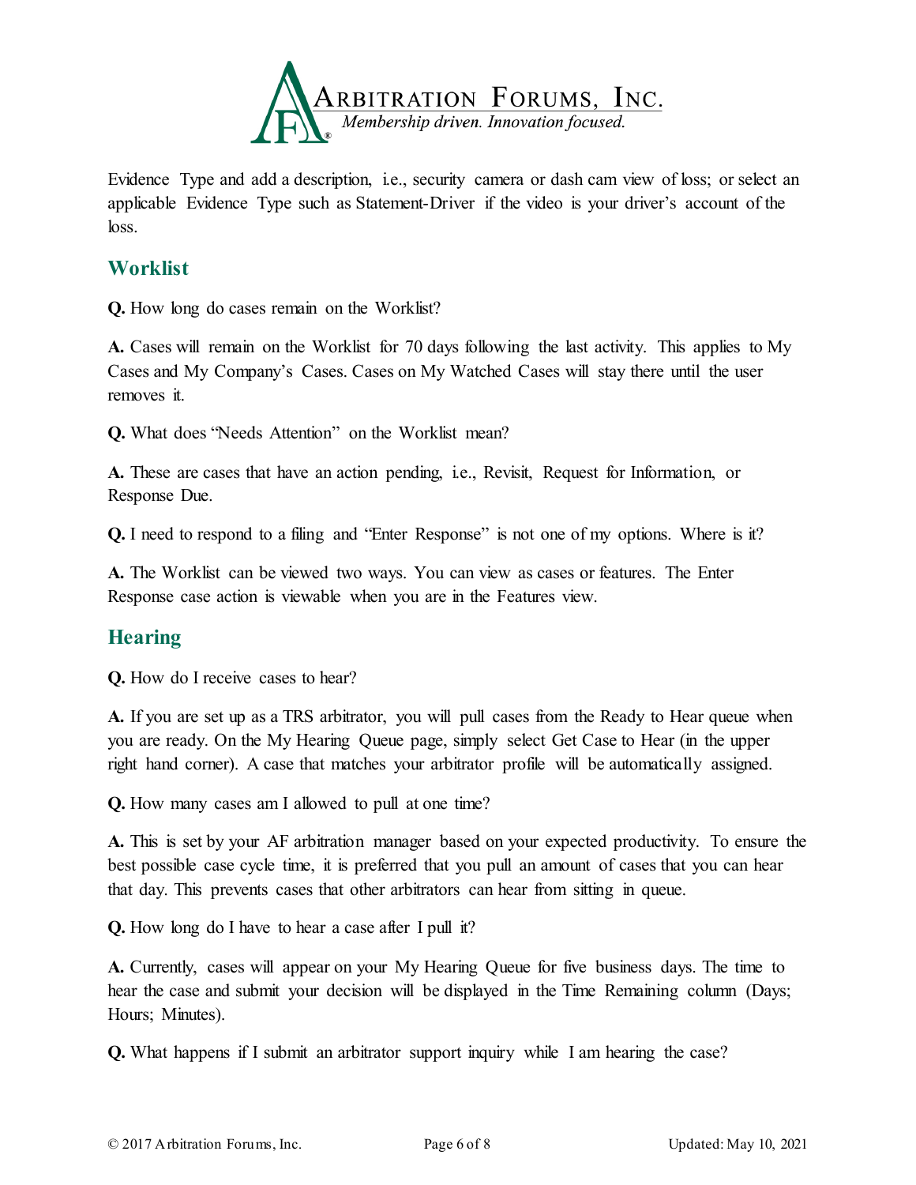Evidence Type and add a description, i.e., security camera or dash cam view of loss; or select an applicable Evidence Type such as Statement-Driver if the video is your driver's account of the loss.

## Worklist

**Q.** How long do cases remain on the Worklist?

**A.** Cases will remain on the Worklist for 70 days following the last activity. This applies to My Cases and My Company's Cases. Cases on My Watched Cases will stay there until the user removes it.

**Q.** What does "Needs Attention" on the Worklist mean?

**A.** These are cases that have an action pending, i.e., Revisit, Request for Information, or Response Due.

**Q.** I need to respond to a filing and "Enter Response" is not one of my options. Where is it?

**A.** The Worklist can be viewed two ways. You can view as cases or features. The Enter Response case action is viewable when you are in the Features view.

## Hearing

**Q.** How do I receive cases to hear?

**A.** If you are set up as a TRS arbitrator, you will pull cases from the Ready to Hear queue when you are ready. On the My Hearing Queue page, simply select Get Case to Hear (in the upper right hand corner). A case that matches your arbitrator profile will be automatically assigned.

**Q.** How many cases am I allowed to pull at one time?

**A.** This is set by your AF arbitration manager based on your expected productivity. To ensure the best possible case cycle time, it is preferred that you pull an amount of cases that you can hear that day. This prevents cases that other arbitrators can hear from sitting in queue.

**Q.** How long do I have to hear a case after I pull it?

**A.** Currently, cases will appear on your My Hearing Queue for five business days. The time to hear the case and submit your decision will be displayed in the Time Remaining column (Days; Hours; Minutes).

**Q.** What happens if I submit an arbitrator support inquiry while I am hearing the case?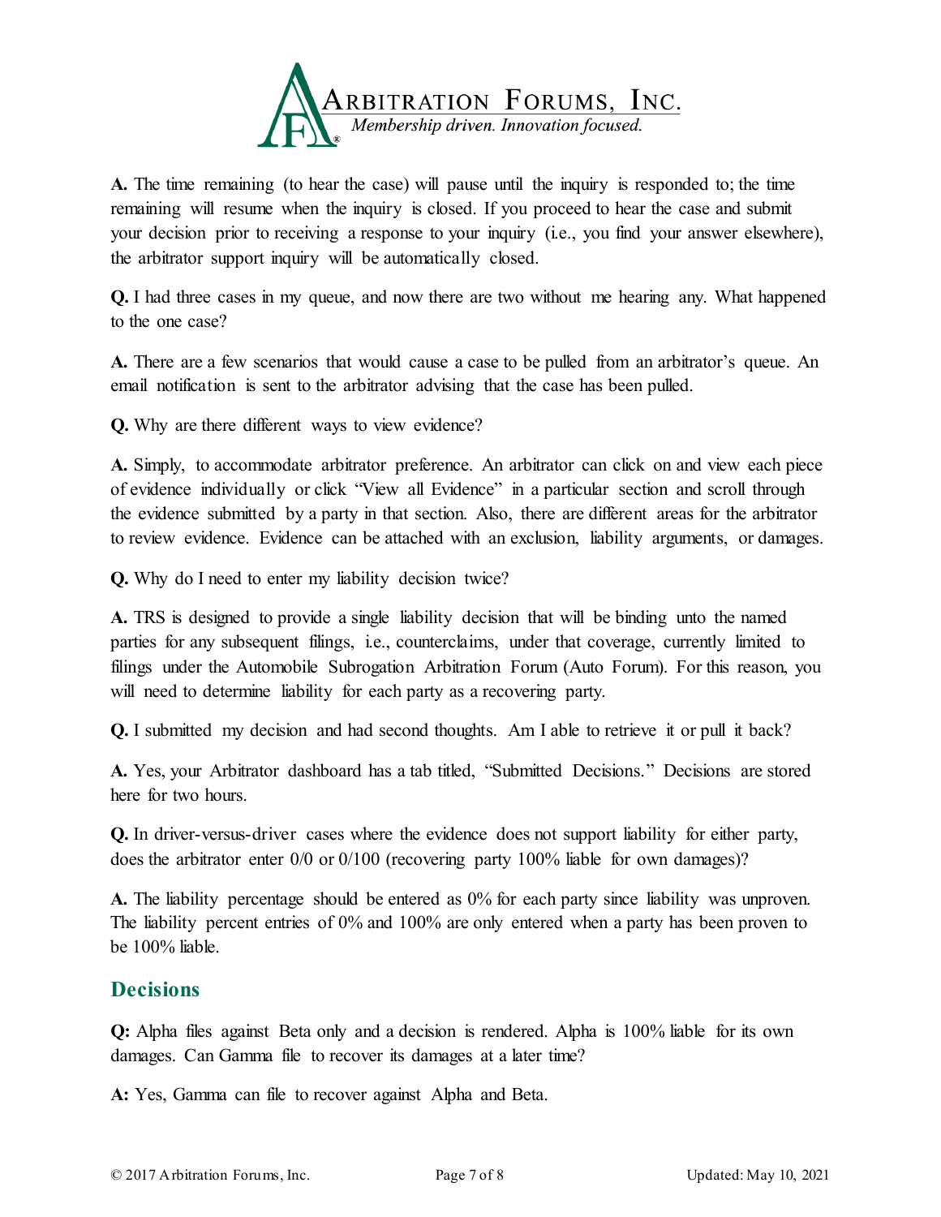**A.** The time remaining (to hear the case) will pause until the inquiry is responded to; the time remaining will resume when the inquiry is closed. If you proceed to hear the case and submit your decision prior to receiving a response to your inquiry (i.e., you find your answer elsewhere), the arbitrator support inquiry will be automatically closed.

**Q.** I had three cases in my queue, and now there are two without me hearing any. What happened to the one case?

**A.** There are a few scenarios that would cause a case to be pulled from an arbitrator's queue. An email notification is sent to the arbitrator advising that the case has been pulled.

**Q.** Why are there different ways to view evidence?

**A.** Simply, to accommodate arbitrator preference. An arbitrator can click on and view each piece of evidence individually or click "View all Evidence" in a particular section and scroll through the evidence submitted by a party in that section. Also, there are different areas for the arbitrator to review evidence. Evidence can be attached with an exclusion, liability arguments, or damages.

**Q.** Why do I need to enter my liability decision twice?

**A.** TRS is designed to provide a single liability decision that will be binding unto the named parties for any subsequent filings, i.e., counterclaims, under that coverage, currently limited to filings under the Automobile Subrogation Arbitration Forum (Auto Forum). For this reason, you will need to determine liability for each party as a recovering party.

**Q.** I submitted my decision and had second thoughts. Am I able to retrieve it or pull it back?

**A.** Yes, your Arbitrator dashboard has a tab titled, "Submitted Decisions." Decisions are stored here for two hours.

**Q.** In driver-versus-driver cases where the evidence does not support liability for either party, does the arbitrator enter 0/0 or 0/100 (recovering party 100% liable for own damages)?

**A.** The liability percentage should be entered as 0% for each party since liability was unproven. The liability percent entries of 0% and 100% are only entered when a party has been proven to be 100% liable.

## Decisions

**Q:** Alpha files against Beta only and a decision is rendered. Alpha is 100% liable for its own damages. Can Gamma file to recover its damages at a later time?

**A:** Yes, Gamma can file to recover against Alpha and Beta.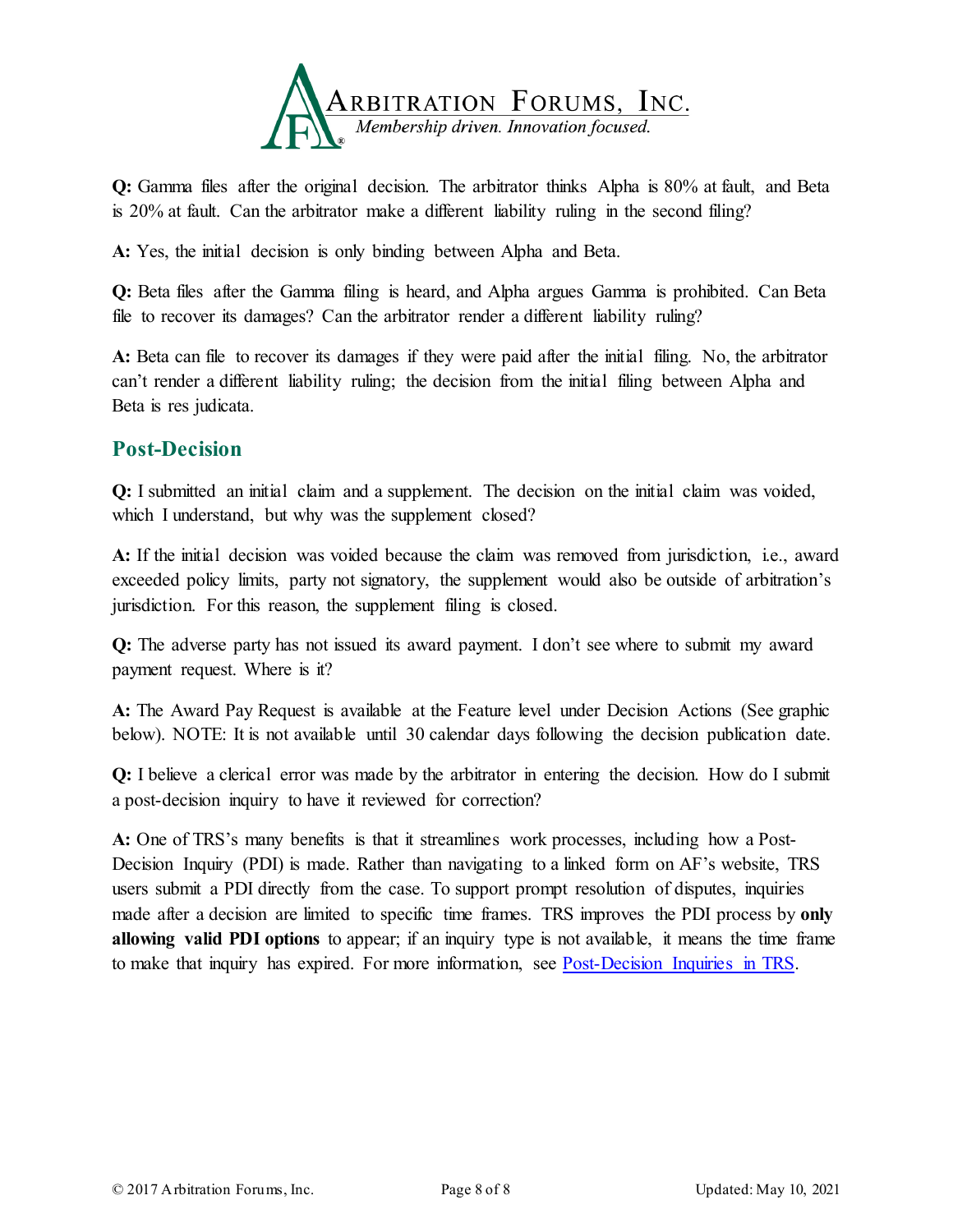**Q:** Gamma files after the original decision. The arbitrator thinks Alpha is 80% at fault, and Beta is 20% at fault. Can the arbitrator make a different liability ruling in the second filing?

**A:** Yes, the initial decision is only binding between Alpha and Beta.

**Q:** Beta files after the Gamma filing is heard, and Alpha argues Gamma is prohibited. Can Beta file to recover its damages? Can the arbitrator render a different liability ruling?

**A:** Beta can file to recover its damages if they were paid after the initial filing. No, the arbitrator can't render a different liability ruling; the decision from the initial filing between Alpha and Beta is res judicata.

## Post-Decision

**Q:** I submitted an initial claim and a supplement. The decision on the initial claim was voided, which I understand, but why was the supplement closed?

**A:** If the initial decision was voided because the claim was removed from jurisdiction, i.e., award exceeded policy limits, party not signatory, the supplement would also be outside of arbitration's jurisdiction. For this reason, the supplement filing is closed.

**Q:** The adverse party has not issued its award payment. I don't see where to submit my award payment request. Where is it?

**A:** The Award Pay Request is available at the Feature level under Decision Actions (See graphic below). NOTE: It is not available until 30 calendar days following the decision publication date.

**Q:** I believe a clerical error was made by the arbitrator in entering the decision. How do I submit a post-decision inquiry to have it reviewed for correction?

**A:** One of TRS's many benefits is that it streamlines work processes, including how a Post-Decision Inquiry (PDI) is made. Rather than navigating to a linked form on AF's website, TRS users submit a PDI directly from the case. To support prompt resolution of disputes, inquiries made after a decision are limited to specific time frames. TRS improves the PDI process by **only allowing valid PDI options** to appear; if an inquiry type is not available, it means the time frame to make that inquiry has expired. For more information, see Post-Decision Inquiries in TRS.